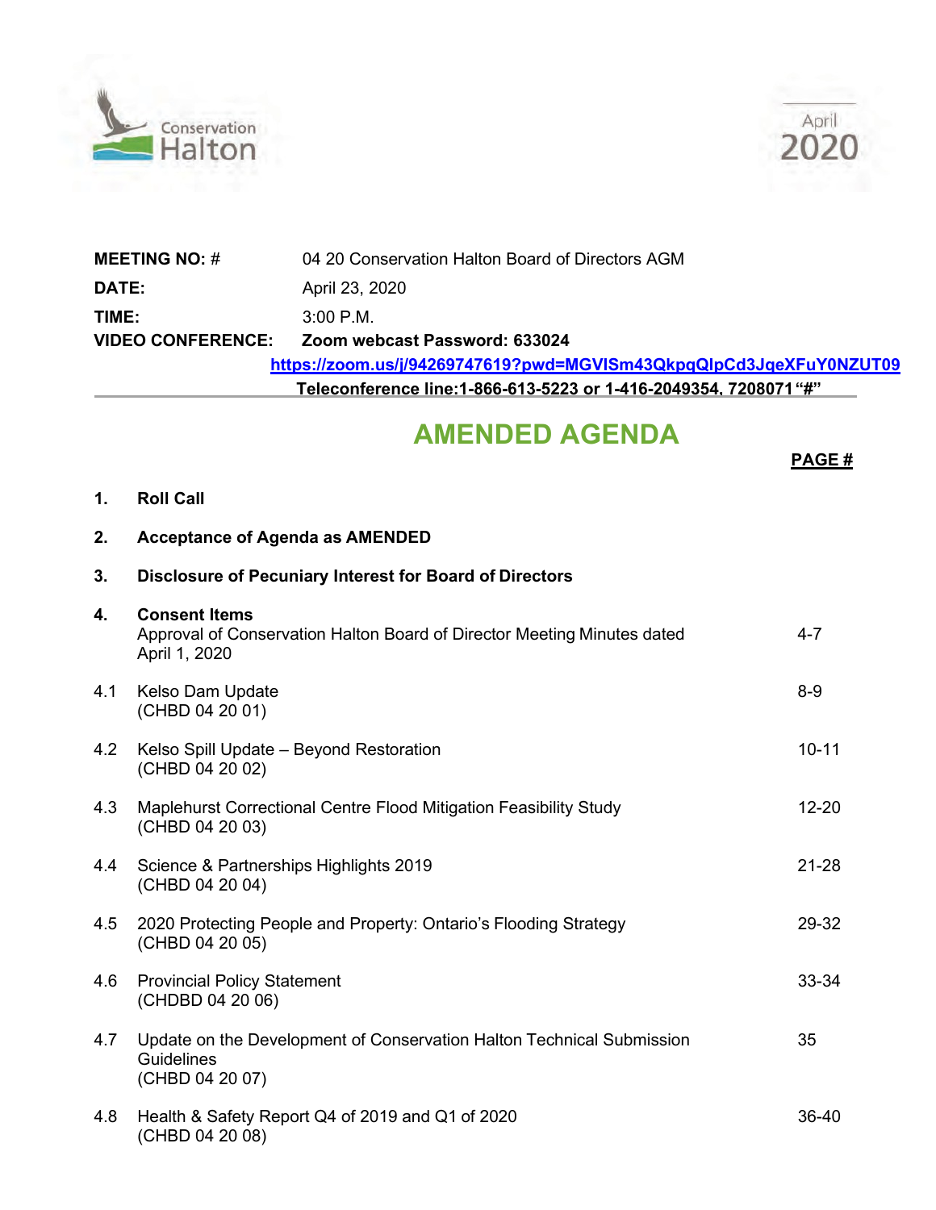Conservation Halton

April 2020

| | |
|---|---|
| **MEETING NO: #** | 04 20 Conservation Halton Board of Directors AGM |
| **DATE:** | April 23, 2020 |
| **TIME:** | 3:00 P.M. |
| **VIDEO CONFERENCE:** | **Zoom webcast Password: 633024** |

**https://zoom.us/j/94269747619?pwd=MGVlSm43QkpqQlpCd3JqeXFuY0NZUT09**

**Teleconference line:1-866-613-5223 or 1-416-2049354, 7208071 "#"**

# AMENDED AGENDA

| | | **PAGE #** |
|---|---|---|
| **1.** | **Roll Call** | |
| **2.** | **Acceptance of Agenda as AMENDED** | |
| **3.** | **Disclosure of Pecuniary Interest for Board of Directors** | |
| **4.** | **Consent Items**<br>Approval of Conservation Halton Board of Director Meeting Minutes dated April 1, 2020 | 4-7 |
| 4.1 | Kelso Dam Update<br>(CHBD 04 20 01) | 8-9 |
| 4.2 | Kelso Spill Update – Beyond Restoration<br>(CHBD 04 20 02) | 10-11 |
| 4.3 | Maplehurst Correctional Centre Flood Mitigation Feasibility Study<br>(CHBD 04 20 03) | 12-20 |
| 4.4 | Science & Partnerships Highlights 2019<br>(CHBD 04 20 04) | 21-28 |
| 4.5 | 2020 Protecting People and Property: Ontario's Flooding Strategy<br>(CHBD 04 20 05) | 29-32 |
| 4.6 | Provincial Policy Statement<br>(CHDBD 04 20 06) | 33-34 |
| 4.7 | Update on the Development of Conservation Halton Technical Submission Guidelines<br>(CHBD 04 20 07) | 35 |
| 4.8 | Health & Safety Report Q4 of 2019 and Q1 of 2020<br>(CHBD 04 20 08) | 36-40 |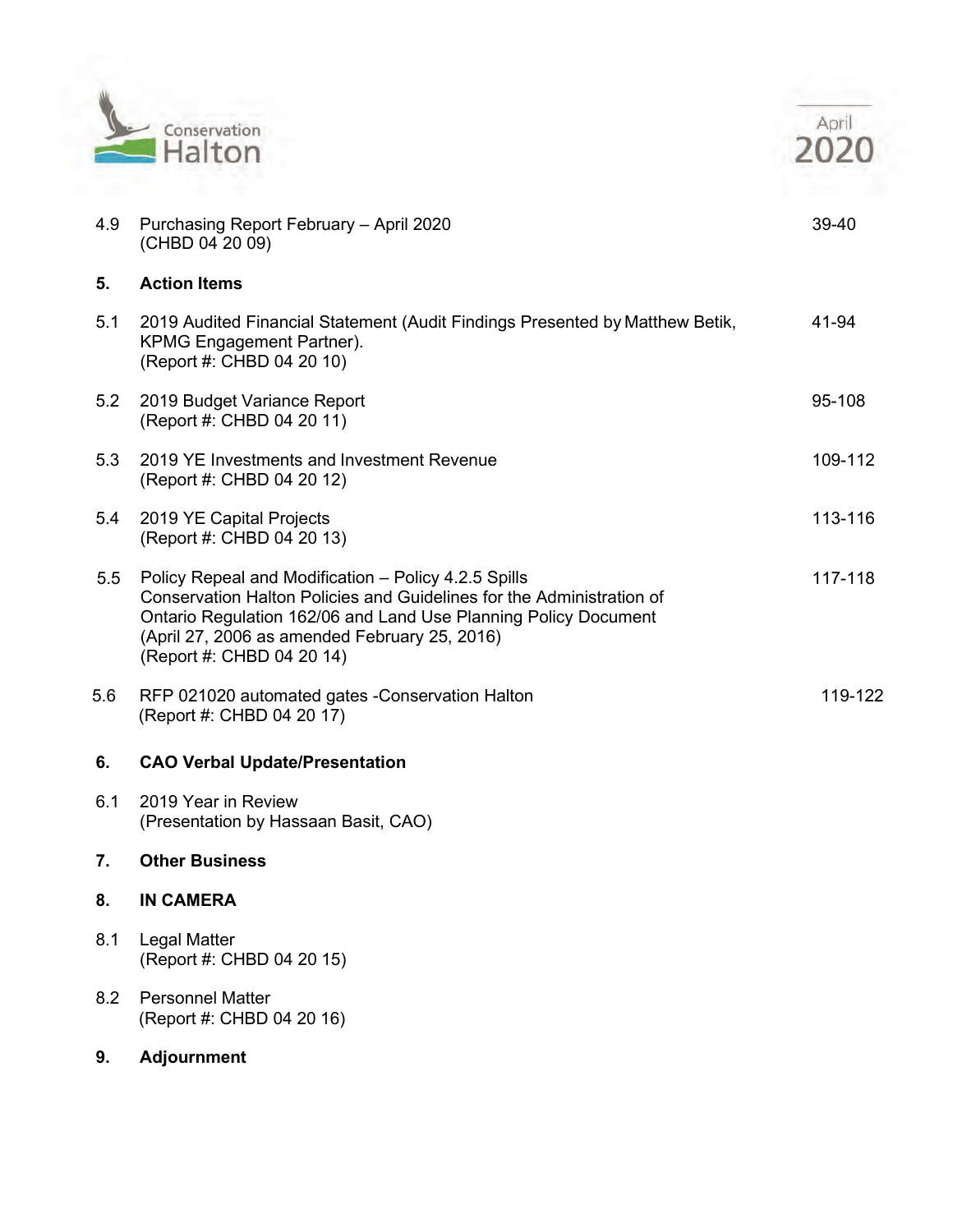| | | |
|---|---|---|
| 4.9 | Purchasing Report February – April 2020 (CHBD 04 20 09) | 39-40 |
| **5.** | **Action Items** | |
| 5.1 | 2019 Audited Financial Statement (Audit Findings Presented by Matthew Betik, KPMG Engagement Partner). (Report #: CHBD 04 20 10) | 41-94 |
| 5.2 | 2019 Budget Variance Report (Report #: CHBD 04 20 11) | 95-108 |
| 5.3 | 2019 YE Investments and Investment Revenue (Report #: CHBD 04 20 12) | 109-112 |
| 5.4 | 2019 YE Capital Projects (Report #: CHBD 04 20 13) | 113-116 |
| 5.5 | Policy Repeal and Modification – Policy 4.2.5 Spills Conservation Halton Policies and Guidelines for the Administration of Ontario Regulation 162/06 and Land Use Planning Policy Document (April 27, 2006 as amended February 25, 2016) (Report #: CHBD 04 20 14) | 117-118 |
| 5.6 | RFP 021020 automated gates -Conservation Halton (Report #: CHBD 04 20 17) | 119-122 |
| **6.** | **CAO Verbal Update/Presentation** | |
| 6.1 | 2019 Year in Review (Presentation by Hassaan Basit, CAO) | |
| **7.** | **Other Business** | |
| **8.** | **IN CAMERA** | |
| 8.1 | Legal Matter (Report #: CHBD 04 20 15) | |
| 8.2 | Personnel Matter (Report #: CHBD 04 20 16) | |
| **9.** | **Adjournment** | |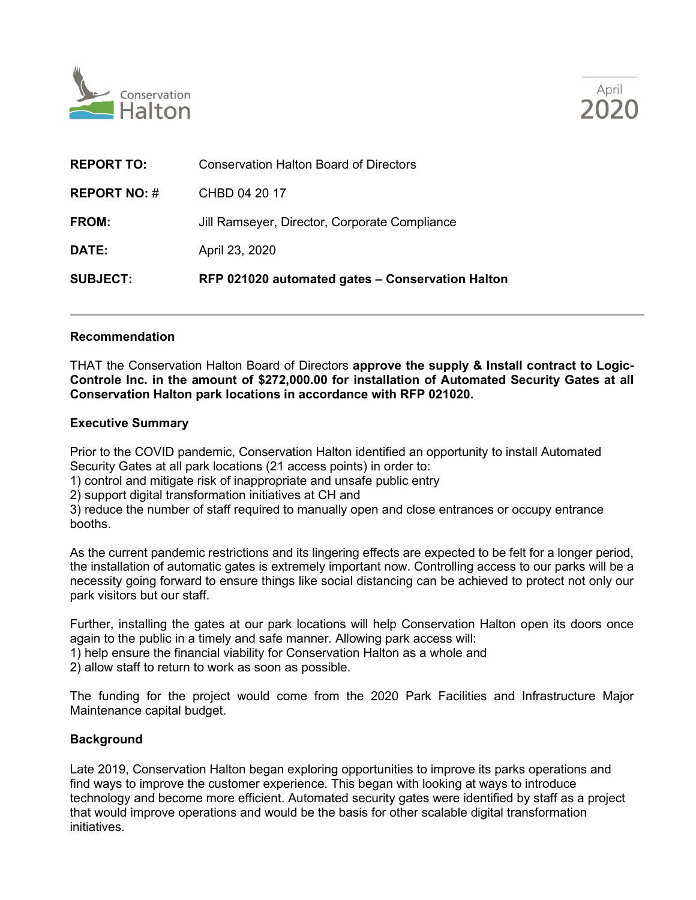**REPORT TO:** Conservation Halton Board of Directors

**REPORT NO: #** CHBD 04 20 17

**FROM:** Jill Ramseyer, Director, Corporate Compliance

**DATE:** April 23, 2020

**SUBJECT:** **RFP 021020 automated gates – Conservation Halton**

### Recommendation

THAT the Conservation Halton Board of Directors **approve the supply & Install contract to Logic-Controle Inc. in the amount of $272,000.00 for installation of Automated Security Gates at all Conservation Halton park locations in accordance with RFP 021020.**

### Executive Summary

Prior to the COVID pandemic, Conservation Halton identified an opportunity to install Automated Security Gates at all park locations (21 access points) in order to:
1) control and mitigate risk of inappropriate and unsafe public entry
2) support digital transformation initiatives at CH and
3) reduce the number of staff required to manually open and close entrances or occupy entrance booths.

As the current pandemic restrictions and its lingering effects are expected to be felt for a longer period, the installation of automatic gates is extremely important now. Controlling access to our parks will be a necessity going forward to ensure things like social distancing can be achieved to protect not only our park visitors but our staff.

Further, installing the gates at our park locations will help Conservation Halton open its doors once again to the public in a timely and safe manner. Allowing park access will:
1) help ensure the financial viability for Conservation Halton as a whole and
2) allow staff to return to work as soon as possible.

The funding for the project would come from the 2020 Park Facilities and Infrastructure Major Maintenance capital budget.

### Background

Late 2019, Conservation Halton began exploring opportunities to improve its parks operations and find ways to improve the customer experience. This began with looking at ways to introduce technology and become more efficient. Automated security gates were identified by staff as a project that would improve operations and would be the basis for other scalable digital transformation initiatives.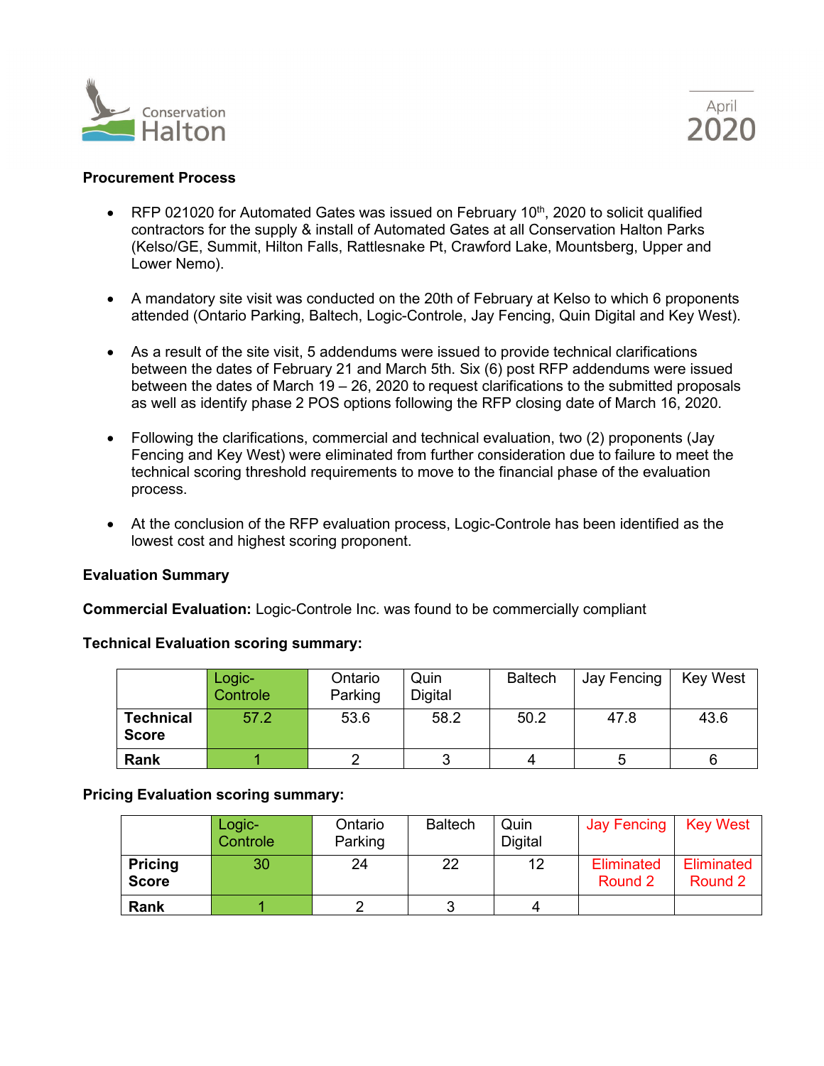**Procurement Process**

- RFP 021020 for Automated Gates was issued on February 10th, 2020 to solicit qualified contractors for the supply & install of Automated Gates at all Conservation Halton Parks (Kelso/GE, Summit, Hilton Falls, Rattlesnake Pt, Crawford Lake, Mountsberg, Upper and Lower Nemo).

- A mandatory site visit was conducted on the 20th of February at Kelso to which 6 proponents attended (Ontario Parking, Baltech, Logic-Controle, Jay Fencing, Quin Digital and Key West).

- As a result of the site visit, 5 addendums were issued to provide technical clarifications between the dates of February 21 and March 5th. Six (6) post RFP addendums were issued between the dates of March 19 – 26, 2020 to request clarifications to the submitted proposals as well as identify phase 2 POS options following the RFP closing date of March 16, 2020.

- Following the clarifications, commercial and technical evaluation, two (2) proponents (Jay Fencing and Key West) were eliminated from further consideration due to failure to meet the technical scoring threshold requirements to move to the financial phase of the evaluation process.

- At the conclusion of the RFP evaluation process, Logic-Controle has been identified as the lowest cost and highest scoring proponent.

**Evaluation Summary**

**Commercial Evaluation:** Logic-Controle Inc. was found to be commercially compliant

**Technical Evaluation scoring summary:**

| | Logic-Controle | Ontario Parking | Quin Digital | Baltech | Jay Fencing | Key West |
|---|---|---|---|---|---|---|
| **Technical Score** | 57.2 | 53.6 | 58.2 | 50.2 | 47.8 | 43.6 |
| **Rank** | 1 | 2 | 3 | 4 | 5 | 6 |

**Pricing Evaluation scoring summary:**

| | Logic-Controle | Ontario Parking | Baltech | Quin Digital | Jay Fencing | Key West |
|---|---|---|---|---|---|---|
| **Pricing Score** | 30 | 24 | 22 | 12 | Eliminated Round 2 | Eliminated Round 2 |
| **Rank** | 1 | 2 | 3 | 4 | | |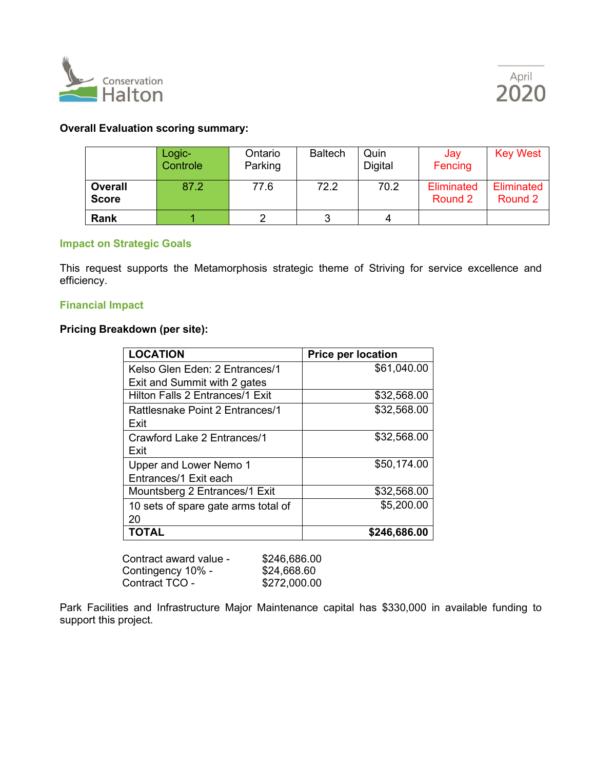**Overall Evaluation scoring summary:**

| | Logic-Controle | Ontario Parking | Baltech | Quin Digital | Jay Fencing | Key West |
|---|---|---|---|---|---|---|
| **Overall Score** | 87.2 | 77.6 | 72.2 | 70.2 | Eliminated Round 2 | Eliminated Round 2 |
| **Rank** | 1 | 2 | 3 | 4 | | |

## Impact on Strategic Goals

This request supports the Metamorphosis strategic theme of Striving for service excellence and efficiency.

## Financial Impact

**Pricing Breakdown (per site):**

| LOCATION | Price per location |
|---|---|
| Kelso Glen Eden: 2 Entrances/1 Exit and Summit with 2 gates | $61,040.00 |
| Hilton Falls 2 Entrances/1 Exit | $32,568.00 |
| Rattlesnake Point 2 Entrances/1 Exit | $32,568.00 |
| Crawford Lake 2 Entrances/1 Exit | $32,568.00 |
| Upper and Lower Nemo 1 Entrances/1 Exit each | $50,174.00 |
| Mountsberg 2 Entrances/1 Exit | $32,568.00 |
| 10 sets of spare gate arms total of 20 | $5,200.00 |
| **TOTAL** | **$246,686.00** |

Contract award value - $246,686.00
Contingency 10% - $24,668.60
Contract TCO - $272,000.00

Park Facilities and Infrastructure Major Maintenance capital has $330,000 in available funding to support this project.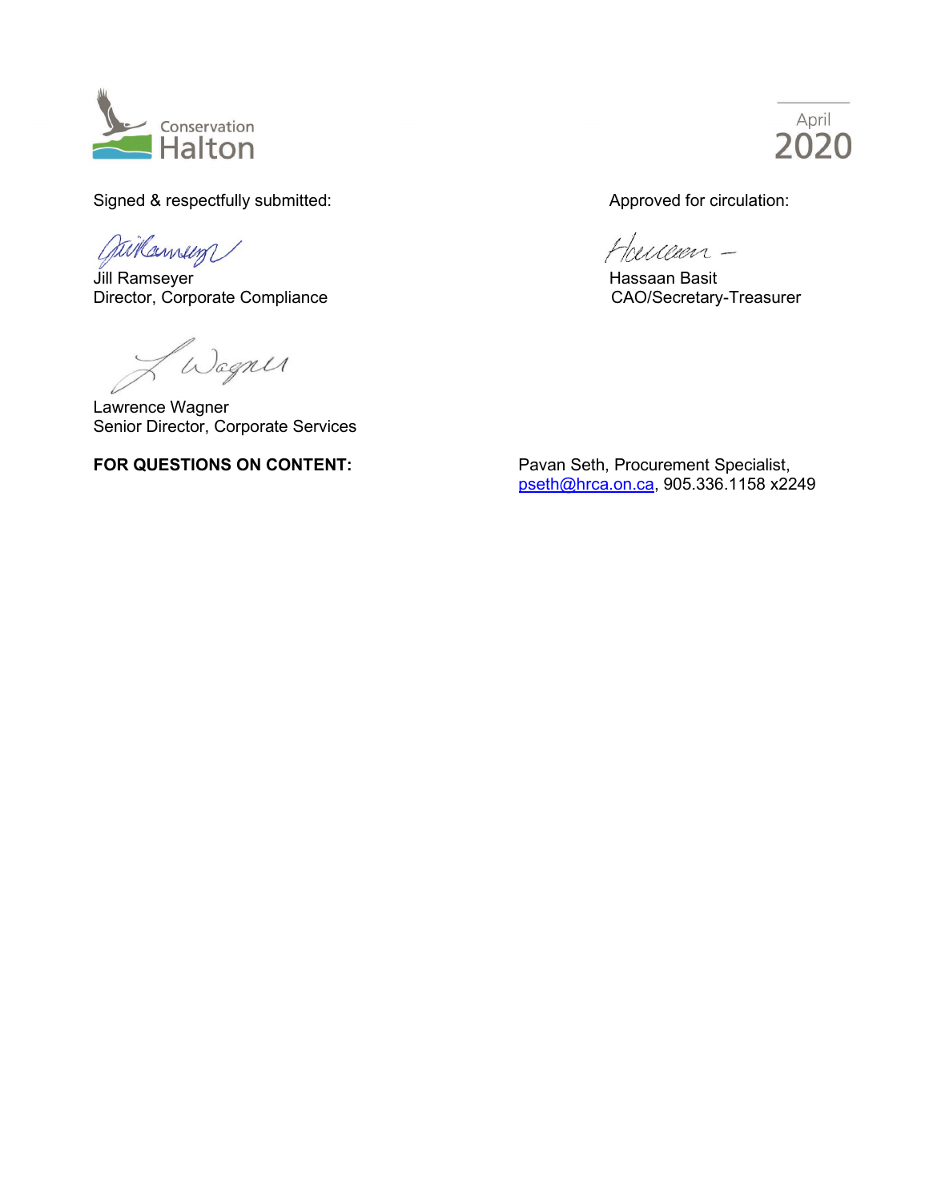Signed & respectfully submitted:

Jill Ramseyer
Director, Corporate Compliance

Lawrence Wagner
Senior Director, Corporate Services

Approved for circulation:

Hassaan Basit
CAO/Secretary-Treasurer

**FOR QUESTIONS ON CONTENT:** Pavan Seth, Procurement Specialist, pseth@hrca.on.ca, 905.336.1158 x2249